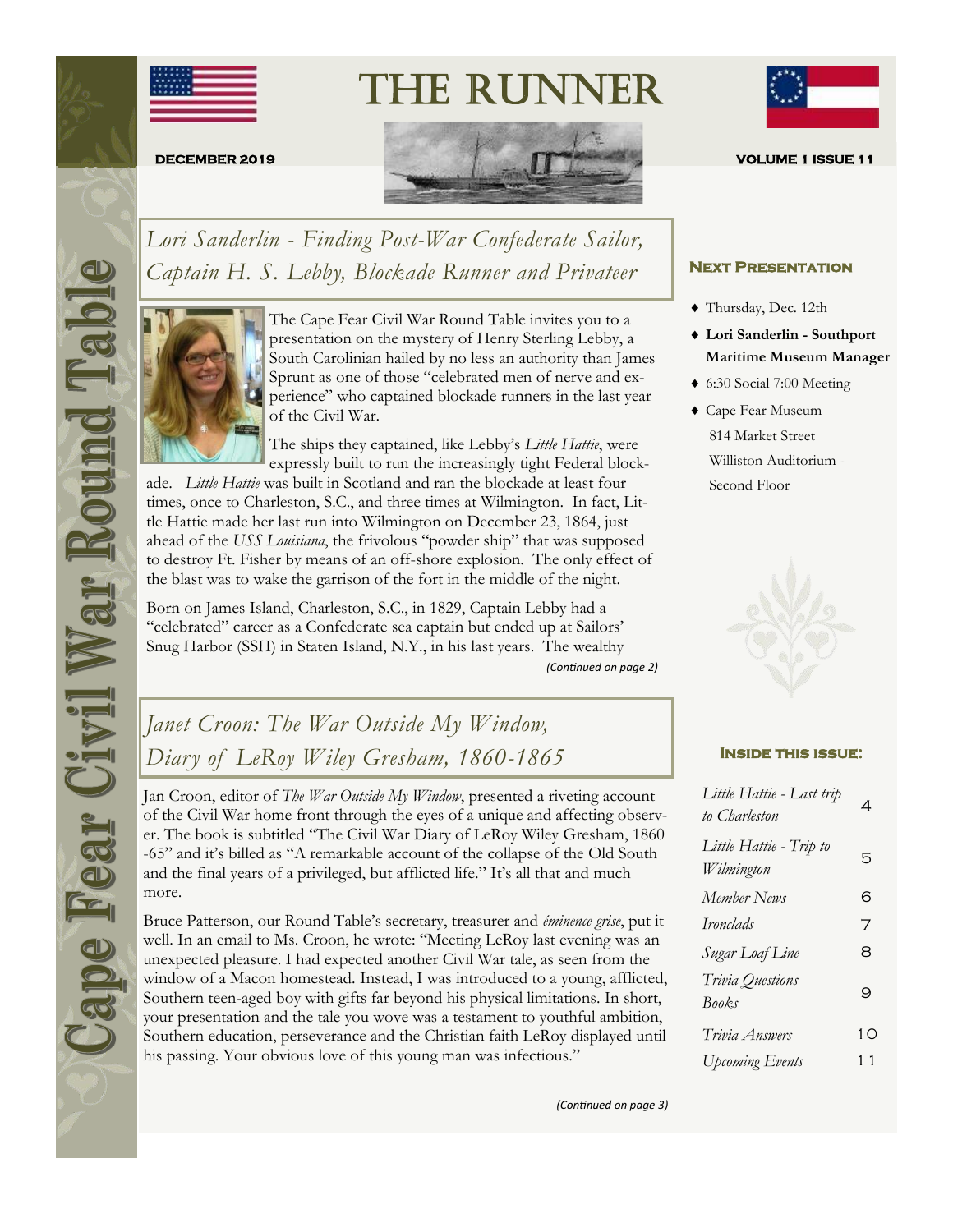# THE RUNNER

**Cape Fear Civil War Round Table**

**DECEMBER 2019** **VOLUME 1 ISSUE 11**

## *Lori Sanderlin - Finding Post-War Confederate Sailor, Captain H. S. Lebby, Blockade Runner and Privateer*

The Cape Fear Civil War Round Table invites you to a presentation on the mystery of Henry Sterling Lebby, a South Carolinian hailed by no less an authority than James Sprunt as one of those "celebrated men of nerve and experience" who captained blockade runners in the last year of the Civil War.

The ships they captained, like Lebby's *Little Hattie*, were expressly built to run the increasingly tight Federal blockade. *Little Hattie* was built in Scotland and ran the blockade at least four times, once to Charleston, S.C., and three times at Wilmington. In fact, Little Hattie made her last run into Wilmington on December 23, 1864, just ahead of the *USS Louisiana*, the frivolous "powder ship" that was supposed to destroy Ft. Fisher by means of an off-shore explosion. The only effect of the blast was to wake the garrison of the fort in the middle of the night.

Born on James Island, Charleston, S.C., in 1829, Captain Lebby had a "celebrated" career as a Confederate sea captain but ended up at Sailors' Snug Harbor (SSH) in Staten Island, N.Y., in his last years. The wealthy

*(Continued on page 2)*

## *Janet Croon: The War Outside My Window, Diary of LeRoy Wiley Gresham, 1860-1865*

Jan Croon, editor of *The War Outside My Window*, presented a riveting account of the Civil War home front through the eyes of a unique and affecting observer. The book is subtitled "The Civil War Diary of LeRoy Wiley Gresham, 1860-65" and it's billed as "A remarkable account of the collapse of the Old South and the final years of a privileged, but afflicted life." It's all that and much more.

Bruce Patterson, our Round Table's secretary, treasurer and *éminence grise*, put it well. In an email to Ms. Croon, he wrote: "Meeting LeRoy last evening was an unexpected pleasure. I had expected another Civil War tale, as seen from the window of a Macon homestead. Instead, I was introduced to a young, afflicted, Southern teen-aged boy with gifts far beyond his physical limitations. In short, your presentation and the tale you wove was a testament to youthful ambition, Southern education, perseverance and the Christian faith LeRoy displayed until his passing. Your obvious love of this young man was infectious."

*(Continued on page 3)*

### Next Presentation

- Thursday, Dec. 12th
- **Lori Sanderlin - Southport Maritime Museum Manager**
- 6:30 Social 7:00 Meeting
- Cape Fear Museum
  814 Market Street
  Williston Auditorium - Second Floor

### Inside this issue:

| | |
|---|---|
| *Little Hattie - Last trip to Charleston* | 4 |
| *Little Hattie - Trip to Wilmington* | 5 |
| *Member News* | 6 |
| *Ironclads* | 7 |
| *Sugar Loaf Line* | 8 |
| *Trivia Questions Books* | 9 |
| *Trivia Answers* | 10 |
| *Upcoming Events* | 11 |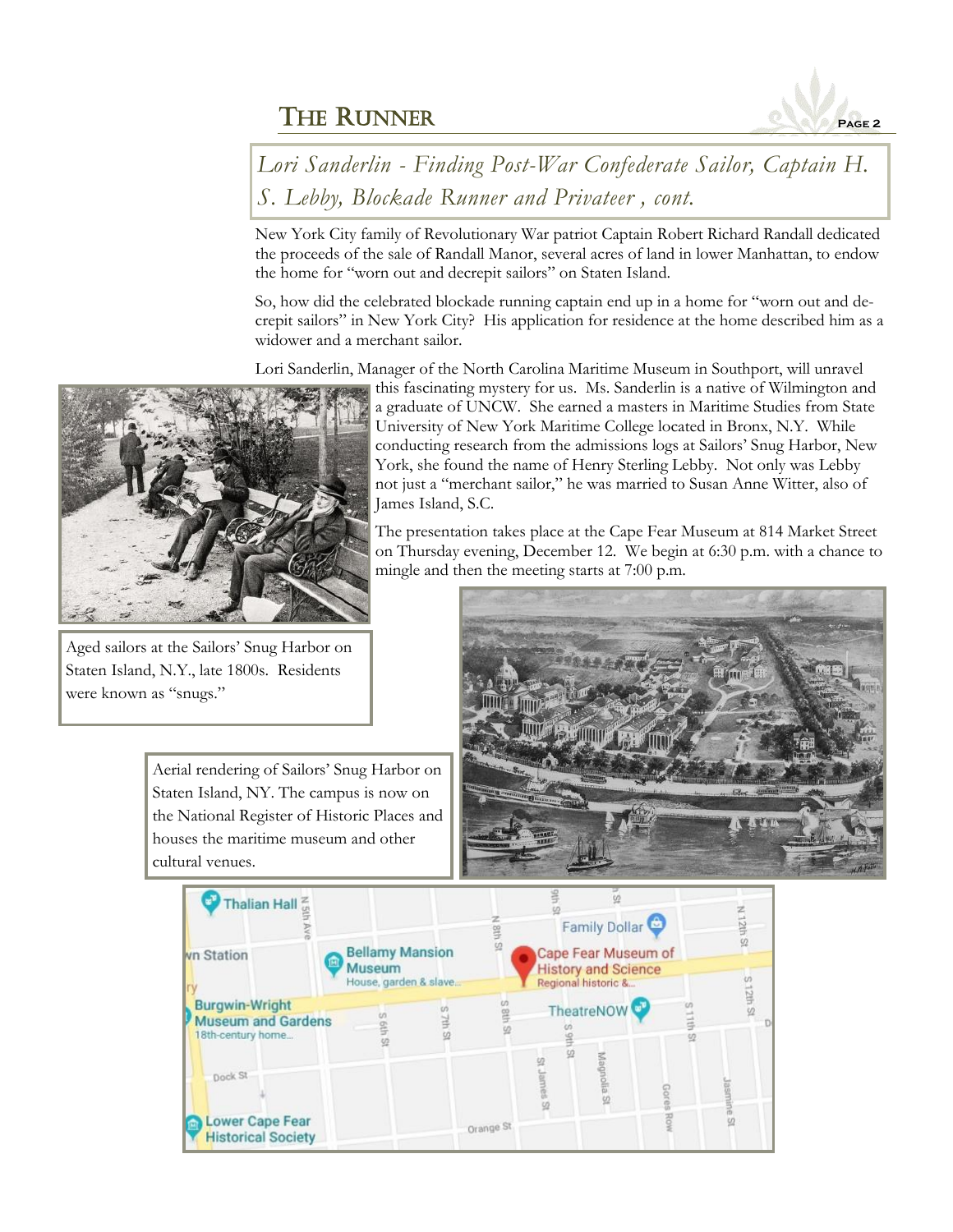## *Lori Sanderlin - Finding Post-War Confederate Sailor, Captain H. S. Lebby, Blockade Runner and Privateer , cont.*

New York City family of Revolutionary War patriot Captain Robert Richard Randall dedicated the proceeds of the sale of Randall Manor, several acres of land in lower Manhattan, to endow the home for "worn out and decrepit sailors" on Staten Island.

So, how did the celebrated blockade running captain end up in a home for "worn out and decrepit sailors" in New York City? His application for residence at the home described him as a widower and a merchant sailor.

Lori Sanderlin, Manager of the North Carolina Maritime Museum in Southport, will unravel this fascinating mystery for us. Ms. Sanderlin is a native of Wilmington and a graduate of UNCW. She earned a masters in Maritime Studies from State University of New York Maritime College located in Bronx, N.Y. While conducting research from the admissions logs at Sailors' Snug Harbor, New York, she found the name of Henry Sterling Lebby. Not only was Lebby not just a "merchant sailor," he was married to Susan Anne Witter, also of James Island, S.C.

The presentation takes place at the Cape Fear Museum at 814 Market Street on Thursday evening, December 12. We begin at 6:30 p.m. with a chance to mingle and then the meeting starts at 7:00 p.m.

Aged sailors at the Sailors' Snug Harbor on Staten Island, N.Y., late 1800s. Residents were known as "snugs."

Aerial rendering of Sailors' Snug Harbor on Staten Island, NY. The campus is now on the National Register of Historic Places and houses the maritime museum and other cultural venues.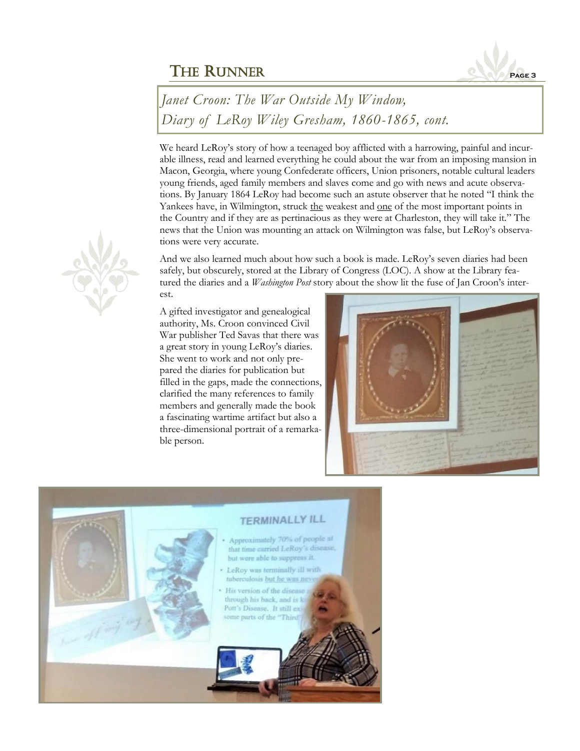## *Janet Croon: The War Outside My Window, Diary of LeRoy Wiley Gresham, 1860-1865, cont.*

We heard LeRoy's story of how a teenaged boy afflicted with a harrowing, painful and incurable illness, read and learned everything he could about the war from an imposing mansion in Macon, Georgia, where young Confederate officers, Union prisoners, notable cultural leaders young friends, aged family members and slaves come and go with news and acute observations. By January 1864 LeRoy had become such an astute observer that he noted "I think the Yankees have, in Wilmington, struck the weakest and one of the most important points in the Country and if they are as pertinacious as they were at Charleston, they will take it." The news that the Union was mounting an attack on Wilmington was false, but LeRoy's observations were very accurate.

And we also learned much about how such a book is made. LeRoy's seven diaries had been safely, but obscurely, stored at the Library of Congress (LOC). A show at the Library featured the diaries and a *Washington Post* story about the show lit the fuse of Jan Croon's interest.

A gifted investigator and genealogical authority, Ms. Croon convinced Civil War publisher Ted Savas that there was a great story in young LeRoy's diaries. She went to work and not only prepared the diaries for publication but filled in the gaps, made the connections, clarified the many references to family members and generally made the book a fascinating wartime artifact but also a three-dimensional portrait of a remarkable person.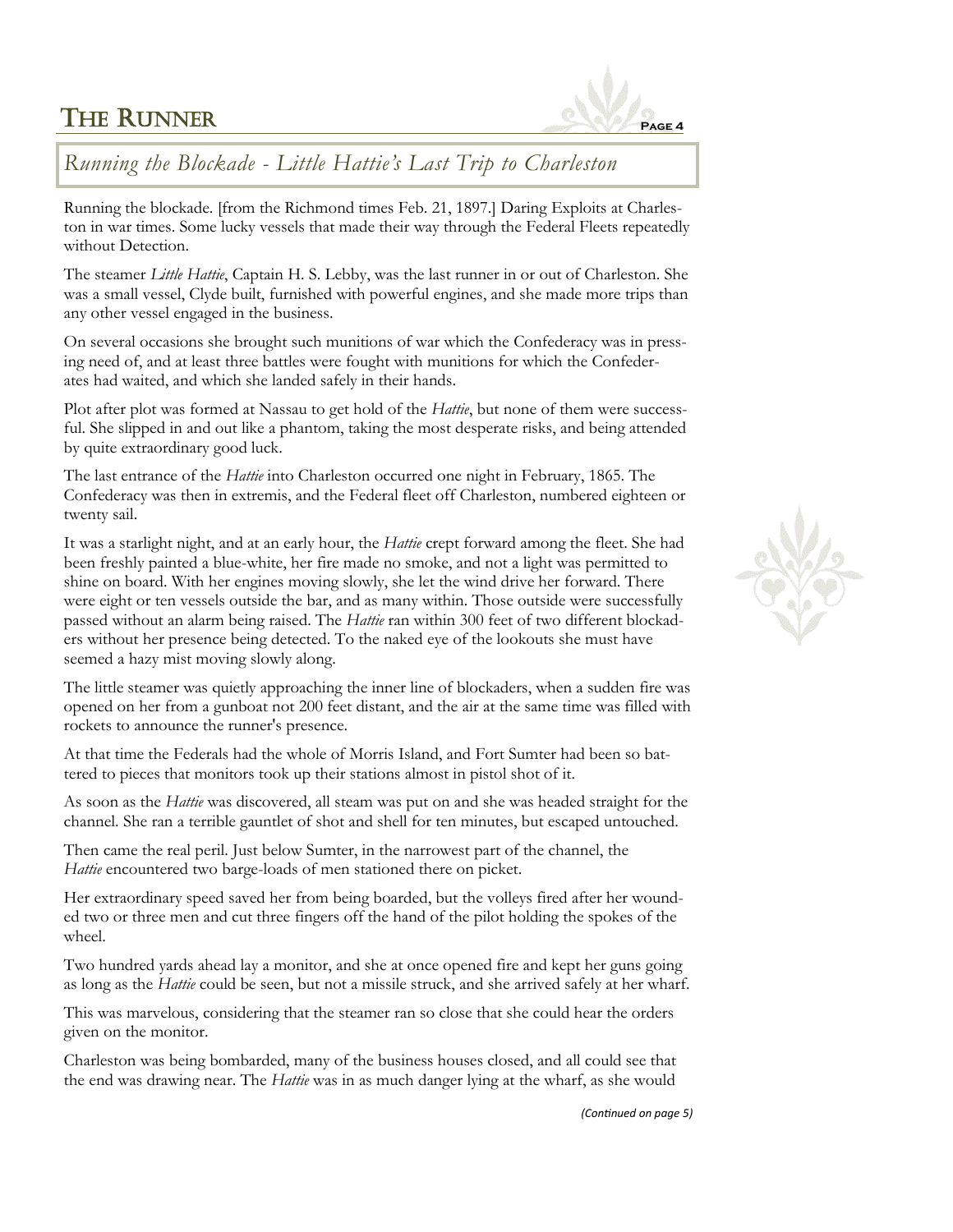## *Running the Blockade - Little Hattie's Last Trip to Charleston*

Running the blockade. [from the Richmond times Feb. 21, 1897.] Daring Exploits at Charleston in war times. Some lucky vessels that made their way through the Federal Fleets repeatedly without Detection.

The steamer *Little Hattie*, Captain H. S. Lebby, was the last runner in or out of Charleston. She was a small vessel, Clyde built, furnished with powerful engines, and she made more trips than any other vessel engaged in the business.

On several occasions she brought such munitions of war which the Confederacy was in pressing need of, and at least three battles were fought with munitions for which the Confederates had waited, and which she landed safely in their hands.

Plot after plot was formed at Nassau to get hold of the *Hattie*, but none of them were successful. She slipped in and out like a phantom, taking the most desperate risks, and being attended by quite extraordinary good luck.

The last entrance of the *Hattie* into Charleston occurred one night in February, 1865. The Confederacy was then in extremis, and the Federal fleet off Charleston, numbered eighteen or twenty sail.

It was a starlight night, and at an early hour, the *Hattie* crept forward among the fleet. She had been freshly painted a blue-white, her fire made no smoke, and not a light was permitted to shine on board. With her engines moving slowly, she let the wind drive her forward. There were eight or ten vessels outside the bar, and as many within. Those outside were successfully passed without an alarm being raised. The *Hattie* ran within 300 feet of two different blockaders without her presence being detected. To the naked eye of the lookouts she must have seemed a hazy mist moving slowly along.

The little steamer was quietly approaching the inner line of blockaders, when a sudden fire was opened on her from a gunboat not 200 feet distant, and the air at the same time was filled with rockets to announce the runner's presence.

At that time the Federals had the whole of Morris Island, and Fort Sumter had been so battered to pieces that monitors took up their stations almost in pistol shot of it.

As soon as the *Hattie* was discovered, all steam was put on and she was headed straight for the channel. She ran a terrible gauntlet of shot and shell for ten minutes, but escaped untouched.

Then came the real peril. Just below Sumter, in the narrowest part of the channel, the *Hattie* encountered two barge-loads of men stationed there on picket.

Her extraordinary speed saved her from being boarded, but the volleys fired after her wounded two or three men and cut three fingers off the hand of the pilot holding the spokes of the wheel.

Two hundred yards ahead lay a monitor, and she at once opened fire and kept her guns going as long as the *Hattie* could be seen, but not a missile struck, and she arrived safely at her wharf.

This was marvelous, considering that the steamer ran so close that she could hear the orders given on the monitor.

Charleston was being bombarded, many of the business houses closed, and all could see that the end was drawing near. The *Hattie* was in as much danger lying at the wharf, as she would

*(Continued on page 5)*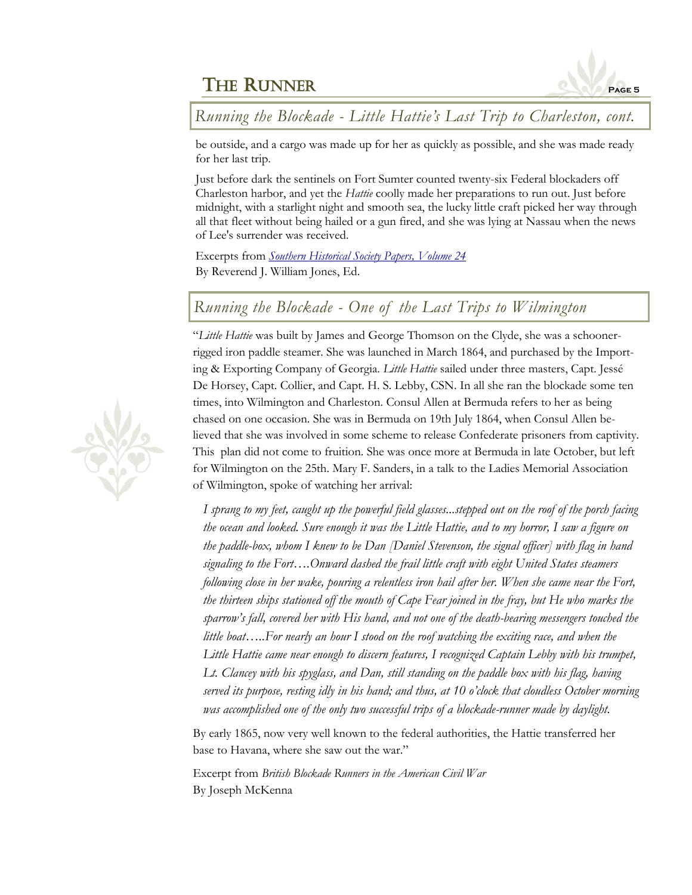## *Running the Blockade - Little Hattie's Last Trip to Charleston, cont.*

be outside, and a cargo was made up for her as quickly as possible, and she was made ready for her last trip.

Just before dark the sentinels on Fort Sumter counted twenty-six Federal blockaders off Charleston harbor, and yet the *Hattie* coolly made her preparations to run out. Just before midnight, with a starlight night and smooth sea, the lucky little craft picked her way through all that fleet without being hailed or a gun fired, and she was lying at Nassau when the news of Lee's surrender was received.

Excerpts from *Southern Historical Society Papers, Volume 24*
By Reverend J. William Jones, Ed.

## *Running the Blockade - One of the Last Trips to Wilmington*

"*Little Hattie* was built by James and George Thomson on the Clyde, she was a schooner-rigged iron paddle steamer. She was launched in March 1864, and purchased by the Importing & Exporting Company of Georgia. *Little Hattie* sailed under three masters, Capt. Jessé De Horsey, Capt. Collier, and Capt. H. S. Lebby, CSN. In all she ran the blockade some ten times, into Wilmington and Charleston. Consul Allen at Bermuda refers to her as being chased on one occasion. She was in Bermuda on 19th July 1864, when Consul Allen believed that she was involved in some scheme to release Confederate prisoners from captivity. This plan did not come to fruition. She was once more at Bermuda in late October, but left for Wilmington on the 25th. Mary F. Sanders, in a talk to the Ladies Memorial Association of Wilmington, spoke of watching her arrival:

> *I sprang to my feet, caught up the powerful field glasses...stepped out on the roof of the porch facing the ocean and looked. Sure enough it was the Little Hattie, and to my horror, I saw a figure on the paddle-box, whom I knew to be Dan [Daniel Stevenson, the signal officer] with flag in hand signaling to the Fort….Onward dashed the frail little craft with eight United States steamers following close in her wake, pouring a relentless iron hail after her. When she came near the Fort, the thirteen ships stationed off the mouth of Cape Fear joined in the fray, but He who marks the sparrow's fall, covered her with His hand, and not one of the death-bearing messengers touched the little boat…..For nearly an hour I stood on the roof watching the exciting race, and when the Little Hattie came near enough to discern features, I recognized Captain Lebby with his trumpet, Lt. Clancey with his spyglass, and Dan, still standing on the paddle box with his flag, having served its purpose, resting idly in his hand; and thus, at 10 o'clock that cloudless October morning was accomplished one of the only two successful trips of a blockade-runner made by daylight.*

By early 1865, now very well known to the federal authorities, the Hattie transferred her base to Havana, where she saw out the war."

Excerpt from *British Blockade Runners in the American Civil War*
By Joseph McKenna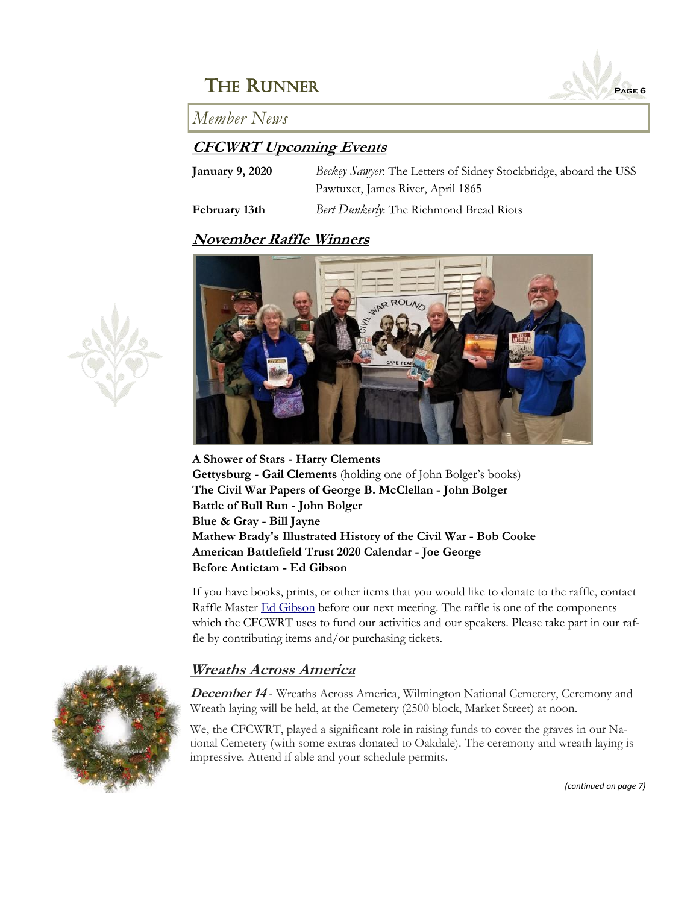## Member News

### CFCWRT Upcoming Events

| | |
|---|---|
| **January 9, 2020** | *Beckey Sawyer*: The Letters of Sidney Stockbridge, aboard the USS Pawtuxet, James River, April 1865 |
| **February 13th** | *Bert Dunkerly*: The Richmond Bread Riots |

### November Raffle Winners

**A Shower of Stars - Harry Clements**
**Gettysburg - Gail Clements** (holding one of John Bolger's books)
**The Civil War Papers of George B. McClellan - John Bolger**
**Battle of Bull Run - John Bolger**
**Blue & Gray - Bill Jayne**
**Mathew Brady's Illustrated History of the Civil War - Bob Cooke**
**American Battlefield Trust 2020 Calendar - Joe George**
**Before Antietam - Ed Gibson**

If you have books, prints, or other items that you would like to donate to the raffle, contact Raffle Master Ed Gibson before our next meeting. The raffle is one of the components which the CFCWRT uses to fund our activities and our speakers. Please take part in our raffle by contributing items and/or purchasing tickets.

### Wreaths Across America

***December 14*** - Wreaths Across America, Wilmington National Cemetery, Ceremony and Wreath laying will be held, at the Cemetery (2500 block, Market Street) at noon.

We, the CFCWRT, played a significant role in raising funds to cover the graves in our National Cemetery (with some extras donated to Oakdale). The ceremony and wreath laying is impressive. Attend if able and your schedule permits.

*(continued on page 7)*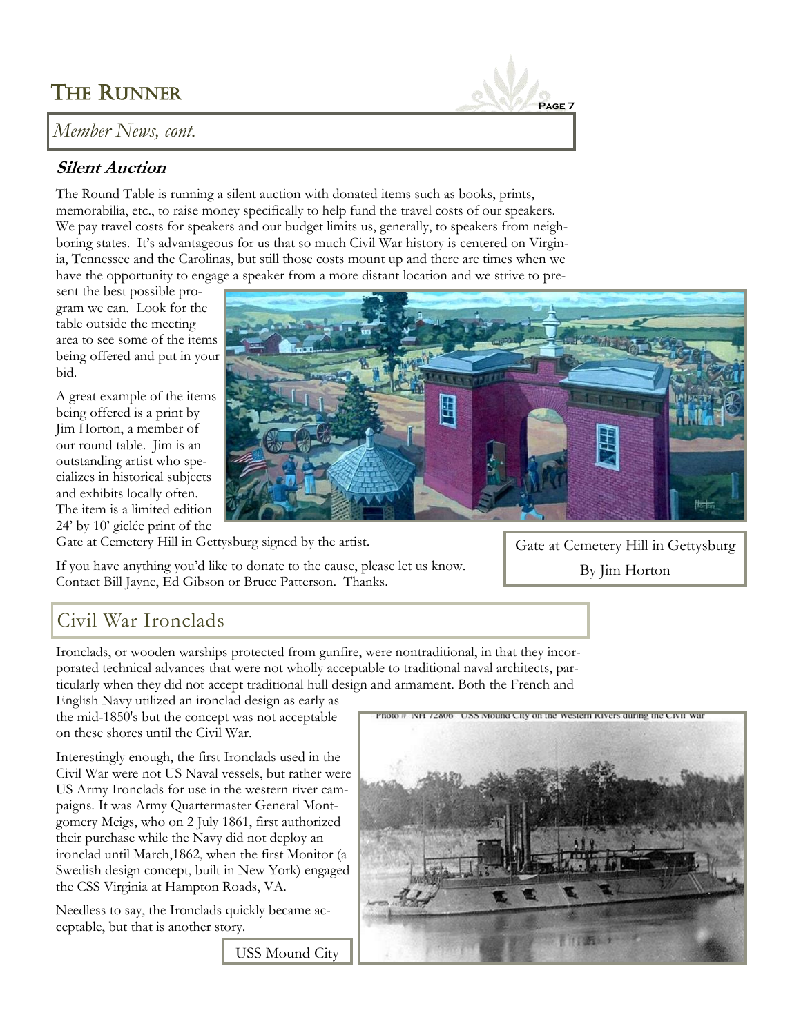## Member News, cont.

### Silent Auction

The Round Table is running a silent auction with donated items such as books, prints, memorabilia, etc., to raise money specifically to help fund the travel costs of our speakers. We pay travel costs for speakers and our budget limits us, generally, to speakers from neighboring states. It's advantageous for us that so much Civil War history is centered on Virginia, Tennessee and the Carolinas, but still those costs mount up and there are times when we have the opportunity to engage a speaker from a more distant location and we strive to present the best possible program we can. Look for the table outside the meeting area to see some of the items being offered and put in your bid.

A great example of the items being offered is a print by Jim Horton, a member of our round table. Jim is an outstanding artist who specializes in historical subjects and exhibits locally often. The item is a limited edition 24' by 10' giclée print of the Gate at Cemetery Hill in Gettysburg signed by the artist.

Gate at Cemetery Hill in Gettysburg
By Jim Horton

If you have anything you'd like to donate to the cause, please let us know. Contact Bill Jayne, Ed Gibson or Bruce Patterson. Thanks.

## Civil War Ironclads

Ironclads, or wooden warships protected from gunfire, were nontraditional, in that they incorporated technical advances that were not wholly acceptable to traditional naval architects, particularly when they did not accept traditional hull design and armament. Both the French and English Navy utilized an ironclad design as early as the mid-1850's but the concept was not acceptable on these shores until the Civil War.

Interestingly enough, the first Ironclads used in the Civil War were not US Naval vessels, but rather were US Army Ironclads for use in the western river campaigns. It was Army Quartermaster General Montgomery Meigs, who on 2 July 1861, first authorized their purchase while the Navy did not deploy an ironclad until March,1862, when the first Monitor (a Swedish design concept, built in New York) engaged the CSS Virginia at Hampton Roads, VA.

Needless to say, the Ironclads quickly became acceptable, but that is another story.

USS Mound City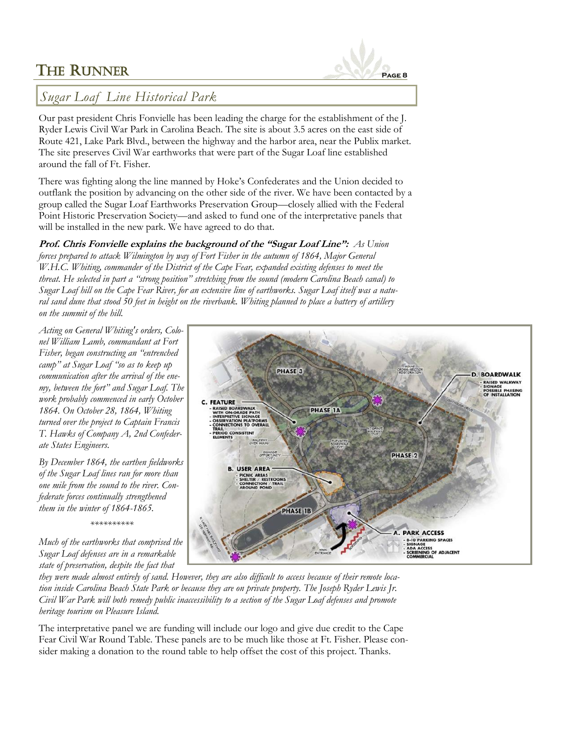## Sugar Loaf Line Historical Park

Our past president Chris Fonvielle has been leading the charge for the establishment of the J. Ryder Lewis Civil War Park in Carolina Beach. The site is about 3.5 acres on the east side of Route 421, Lake Park Blvd., between the highway and the harbor area, near the Publix market. The site preserves Civil War earthworks that were part of the Sugar Loaf line established around the fall of Ft. Fisher.

There was fighting along the line manned by Hoke's Confederates and the Union decided to outflank the position by advancing on the other side of the river. We have been contacted by a group called the Sugar Loaf Earthworks Preservation Group—closely allied with the Federal Point Historic Preservation Society—and asked to fund one of the interpretative panels that will be installed in the new park. We have agreed to do that.

**Prof. Chris Fonvielle explains the background of the "Sugar Loaf Line":** *As Union forces prepared to attack Wilmington by way of Fort Fisher in the autumn of 1864, Major General W.H.C. Whiting, commander of the District of the Cape Fear, expanded existing defenses to meet the threat. He selected in part a "strong position" stretching from the sound (modern Carolina Beach canal) to Sugar Loaf hill on the Cape Fear River, for an extensive line of earthworks. Sugar Loaf itself was a natural sand dune that stood 50 feet in height on the riverbank. Whiting planned to place a battery of artillery on the summit of the hill.*

*Acting on General Whiting's orders, Colonel William Lamb, commandant at Fort Fisher, began constructing an "entrenched camp" at Sugar Loaf "so as to keep up communication after the arrival of the enemy, between the fort" and Sugar Loaf. The work probably commenced in early October 1864. On October 28, 1864, Whiting turned over the project to Captain Francis T. Hawks of Company A, 2nd Confederate States Engineers.*

*By December 1864, the earthen fieldworks of the Sugar Loaf lines ran for more than one mile from the sound to the river. Confederate forces continually strengthened them in the winter of 1864-1865.*

*\*\*\*\*\*\*\*\*\*\**

*Much of the earthworks that comprised the Sugar Loaf defenses are in a remarkable state of preservation, despite the fact that they were made almost entirely of sand. However, they are also difficult to access because of their remote location inside Carolina Beach State Park or because they are on private property. The Joseph Ryder Lewis Jr. Civil War Park will both remedy public inaccessibility to a section of the Sugar Loaf defenses and promote heritage tourism on Pleasure Island.*

The interpretative panel we are funding will include our logo and give due credit to the Cape Fear Civil War Round Table. These panels are to be much like those at Ft. Fisher. Please consider making a donation to the round table to help offset the cost of this project. Thanks.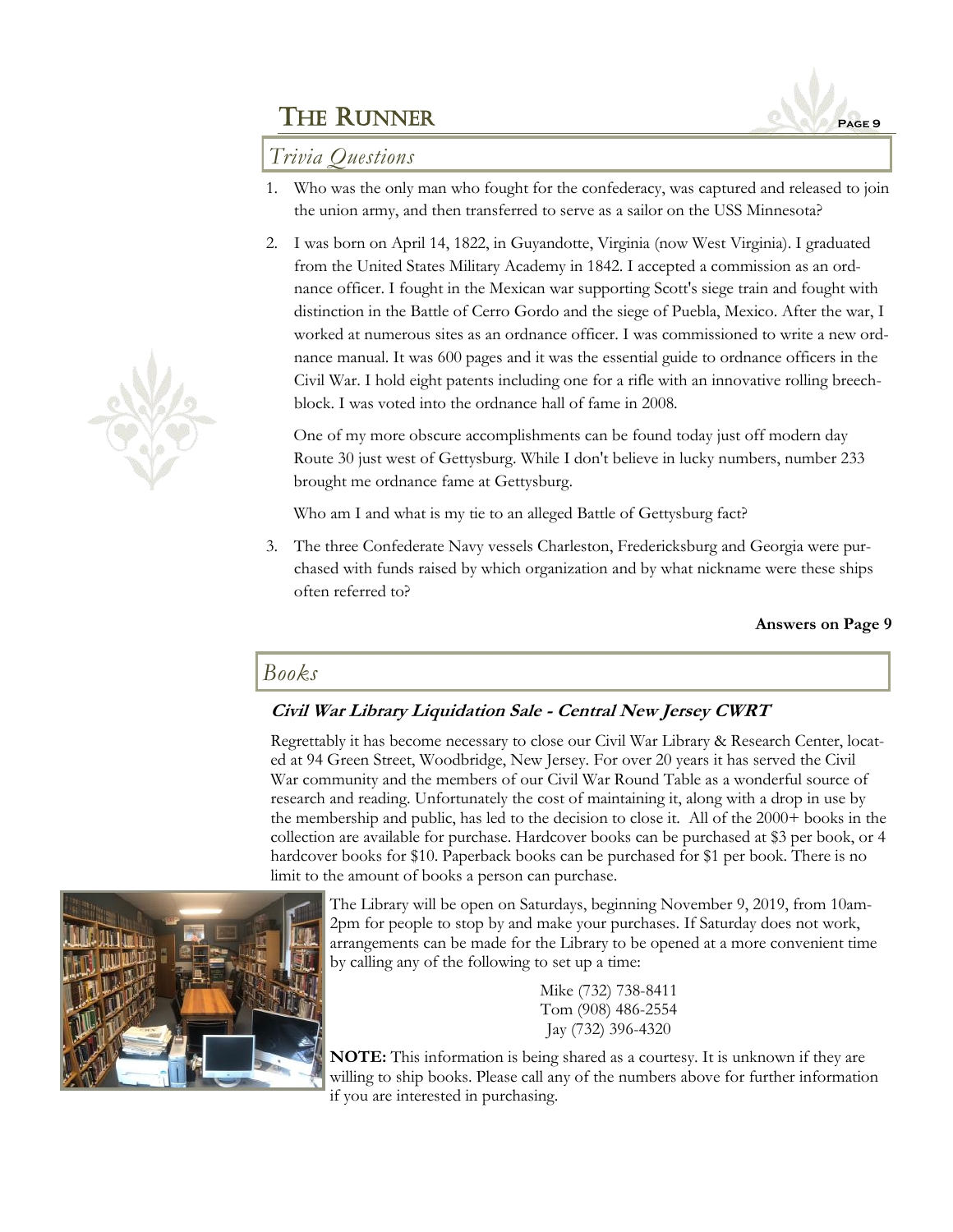## Trivia Questions

1. Who was the only man who fought for the confederacy, was captured and released to join the union army, and then transferred to serve as a sailor on the USS Minnesota?

2. I was born on April 14, 1822, in Guyandotte, Virginia (now West Virginia). I graduated from the United States Military Academy in 1842. I accepted a commission as an ordnance officer. I fought in the Mexican war supporting Scott's siege train and fought with distinction in the Battle of Cerro Gordo and the siege of Puebla, Mexico. After the war, I worked at numerous sites as an ordnance officer. I was commissioned to write a new ordnance manual. It was 600 pages and it was the essential guide to ordnance officers in the Civil War. I hold eight patents including one for a rifle with an innovative rolling breechblock. I was voted into the ordnance hall of fame in 2008.

   One of my more obscure accomplishments can be found today just off modern day Route 30 just west of Gettysburg. While I don't believe in lucky numbers, number 233 brought me ordnance fame at Gettysburg.

   Who am I and what is my tie to an alleged Battle of Gettysburg fact?

3. The three Confederate Navy vessels Charleston, Fredericksburg and Georgia were purchased with funds raised by which organization and by what nickname were these ships often referred to?

**Answers on Page 9**

## Books

***Civil War Library Liquidation Sale - Central New Jersey CWRT***

Regrettably it has become necessary to close our Civil War Library & Research Center, located at 94 Green Street, Woodbridge, New Jersey. For over 20 years it has served the Civil War community and the members of our Civil War Round Table as a wonderful source of research and reading. Unfortunately the cost of maintaining it, along with a drop in use by the membership and public, has led to the decision to close it. All of the 2000+ books in the collection are available for purchase. Hardcover books can be purchased at $3 per book, or 4 hardcover books for $10. Paperback books can be purchased for $1 per book. There is no limit to the amount of books a person can purchase.

The Library will be open on Saturdays, beginning November 9, 2019, from 10am-2pm for people to stop by and make your purchases. If Saturday does not work, arrangements can be made for the Library to be opened at a more convenient time by calling any of the following to set up a time:

Mike (732) 738-8411
Tom (908) 486-2554
Jay (732) 396-4320

**NOTE:** This information is being shared as a courtesy. It is unknown if they are willing to ship books. Please call any of the numbers above for further information if you are interested in purchasing.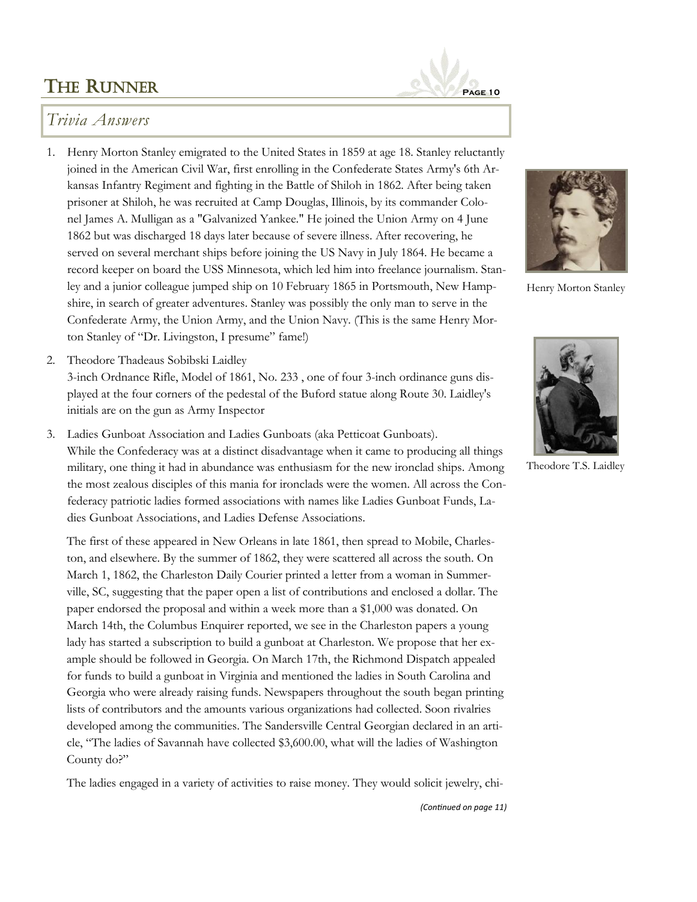## Trivia Answers

1. Henry Morton Stanley emigrated to the United States in 1859 at age 18. Stanley reluctantly joined in the American Civil War, first enrolling in the Confederate States Army's 6th Arkansas Infantry Regiment and fighting in the Battle of Shiloh in 1862. After being taken prisoner at Shiloh, he was recruited at Camp Douglas, Illinois, by its commander Colonel James A. Mulligan as a "Galvanized Yankee." He joined the Union Army on 4 June 1862 but was discharged 18 days later because of severe illness. After recovering, he served on several merchant ships before joining the US Navy in July 1864. He became a record keeper on board the USS Minnesota, which led him into freelance journalism. Stanley and a junior colleague jumped ship on 10 February 1865 in Portsmouth, New Hampshire, in search of greater adventures. Stanley was possibly the only man to serve in the Confederate Army, the Union Army, and the Union Navy. (This is the same Henry Morton Stanley of "Dr. Livingston, I presume" fame!)

Henry Morton Stanley

2. Theodore Thadeaus Sobibski Laidley
   3-inch Ordnance Rifle, Model of 1861, No. 233 , one of four 3-inch ordinance guns displayed at the four corners of the pedestal of the Buford statue along Route 30. Laidley's initials are on the gun as Army Inspector

Theodore T.S. Laidley

3. Ladies Gunboat Association and Ladies Gunboats (aka Petticoat Gunboats).
   While the Confederacy was at a distinct disadvantage when it came to producing all things military, one thing it had in abundance was enthusiasm for the new ironclad ships. Among the most zealous disciples of this mania for ironclads were the women. All across the Confederacy patriotic ladies formed associations with names like Ladies Gunboat Funds, Ladies Gunboat Associations, and Ladies Defense Associations.

   The first of these appeared in New Orleans in late 1861, then spread to Mobile, Charleston, and elsewhere. By the summer of 1862, they were scattered all across the south. On March 1, 1862, the Charleston Daily Courier printed a letter from a woman in Summerville, SC, suggesting that the paper open a list of contributions and enclosed a dollar. The paper endorsed the proposal and within a week more than a $1,000 was donated. On March 14th, the Columbus Enquirer reported, we see in the Charleston papers a young lady has started a subscription to build a gunboat at Charleston. We propose that her example should be followed in Georgia. On March 17th, the Richmond Dispatch appealed for funds to build a gunboat in Virginia and mentioned the ladies in South Carolina and Georgia who were already raising funds. Newspapers throughout the south began printing lists of contributors and the amounts various organizations had collected. Soon rivalries developed among the communities. The Sandersville Central Georgian declared in an article, "The ladies of Savannah have collected $3,600.00, what will the ladies of Washington County do?"

   The ladies engaged in a variety of activities to raise money. They would solicit jewelry, chi-

*(Continued on page 11)*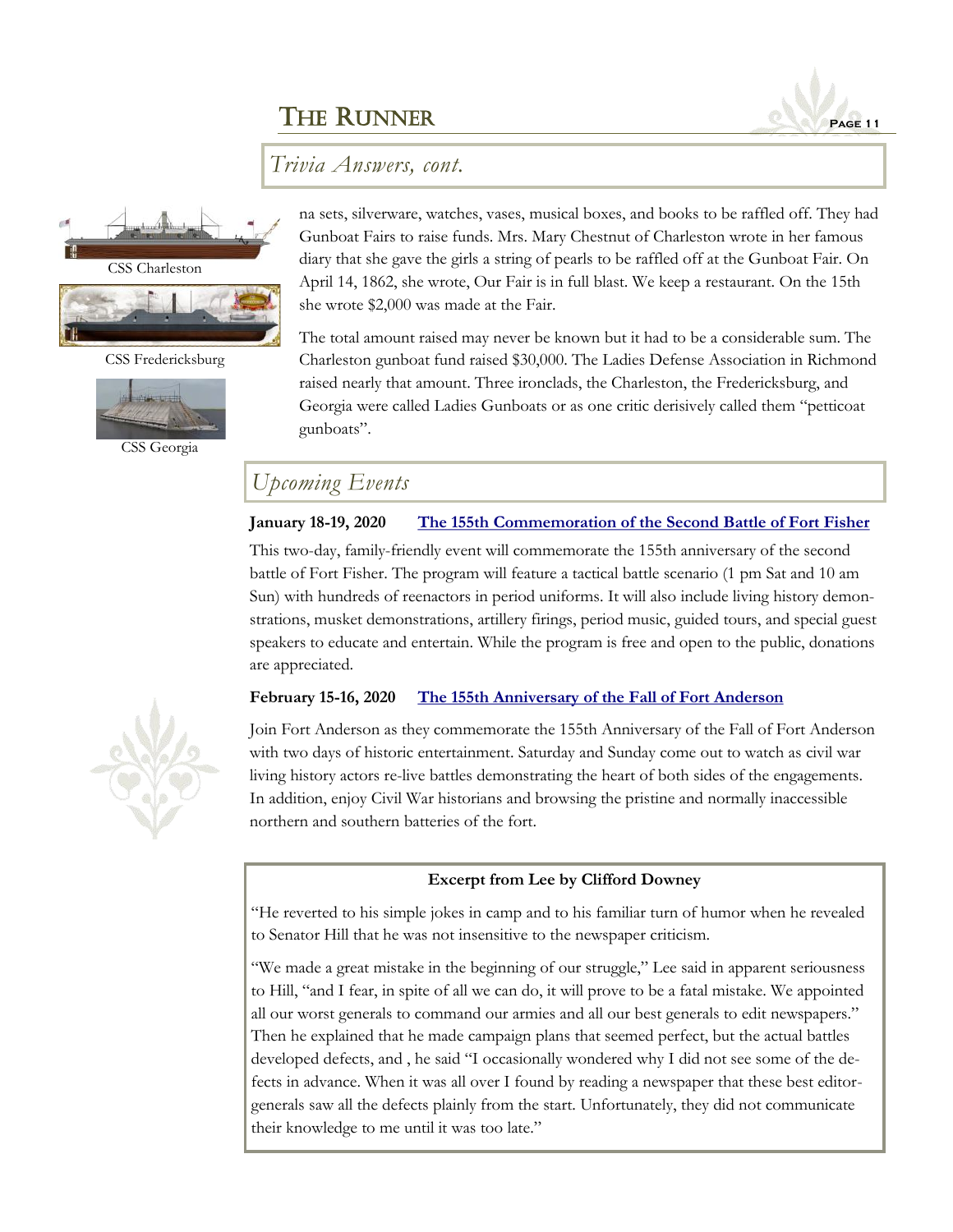## *Trivia Answers, cont.*

CSS Charleston

CSS Fredericksburg

CSS Georgia

na sets, silverware, watches, vases, musical boxes, and books to be raffled off. They had Gunboat Fairs to raise funds. Mrs. Mary Chestnut of Charleston wrote in her famous diary that she gave the girls a string of pearls to be raffled off at the Gunboat Fair. On April 14, 1862, she wrote, Our Fair is in full blast. We keep a restaurant. On the 15th she wrote $2,000 was made at the Fair.

The total amount raised may never be known but it had to be a considerable sum. The Charleston gunboat fund raised $30,000. The Ladies Defense Association in Richmond raised nearly that amount. Three ironclads, the Charleston, the Fredericksburg, and Georgia were called Ladies Gunboats or as one critic derisively called them "petticoat gunboats".

## *Upcoming Events*

**January 18-19, 2020** **The 155th Commemoration of the Second Battle of Fort Fisher**

This two-day, family-friendly event will commemorate the 155th anniversary of the second battle of Fort Fisher. The program will feature a tactical battle scenario (1 pm Sat and 10 am Sun) with hundreds of reenactors in period uniforms. It will also include living history demonstrations, musket demonstrations, artillery firings, period music, guided tours, and special guest speakers to educate and entertain. While the program is free and open to the public, donations are appreciated.

**February 15-16, 2020** **The 155th Anniversary of the Fall of Fort Anderson**

Join Fort Anderson as they commemorate the 155th Anniversary of the Fall of Fort Anderson with two days of historic entertainment. Saturday and Sunday come out to watch as civil war living history actors re-live battles demonstrating the heart of both sides of the engagements. In addition, enjoy Civil War historians and browsing the pristine and normally inaccessible northern and southern batteries of the fort.

**Excerpt from Lee by Clifford Downey**

"He reverted to his simple jokes in camp and to his familiar turn of humor when he revealed to Senator Hill that he was not insensitive to the newspaper criticism.

"We made a great mistake in the beginning of our struggle," Lee said in apparent seriousness to Hill, "and I fear, in spite of all we can do, it will prove to be a fatal mistake. We appointed all our worst generals to command our armies and all our best generals to edit newspapers." Then he explained that he made campaign plans that seemed perfect, but the actual battles developed defects, and , he said "I occasionally wondered why I did not see some of the defects in advance. When it was all over I found by reading a newspaper that these best editor-generals saw all the defects plainly from the start. Unfortunately, they did not communicate their knowledge to me until it was too late."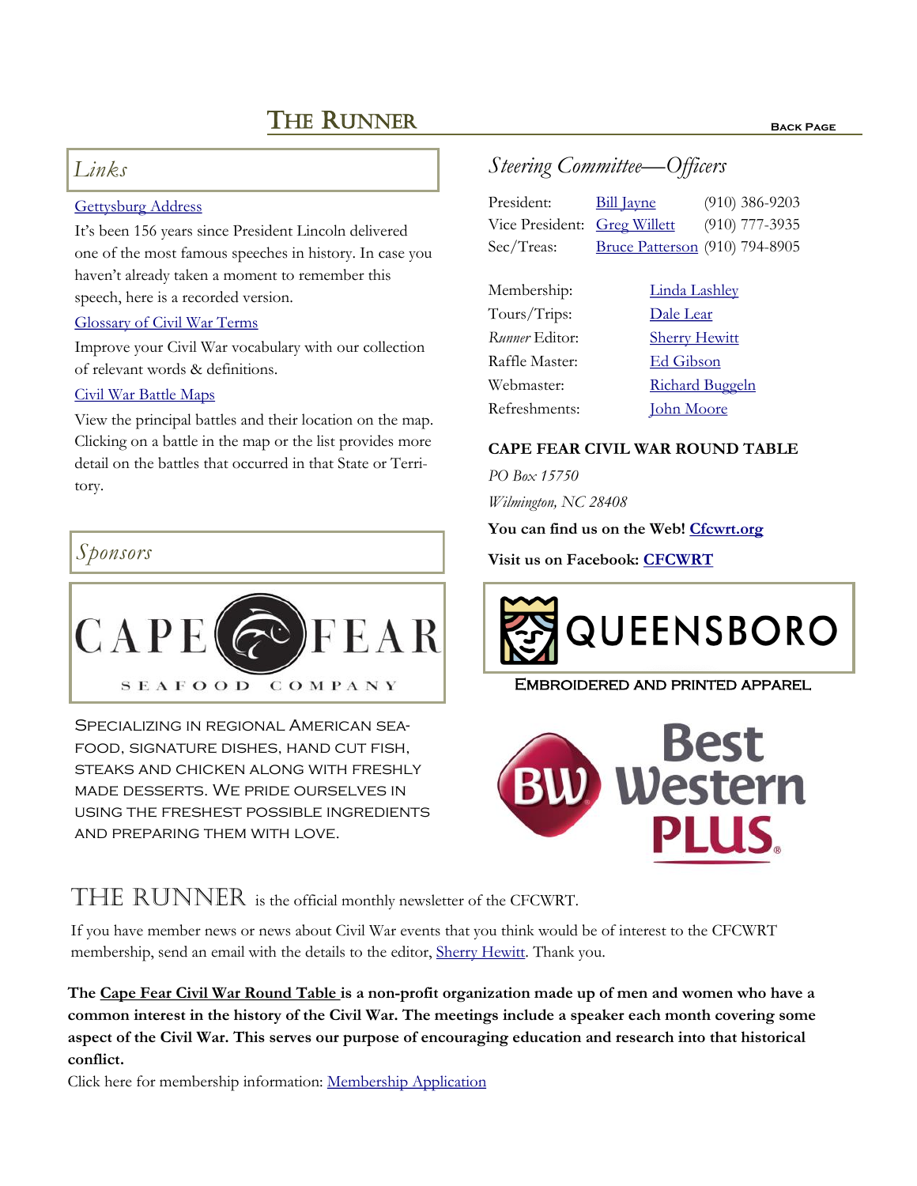## Links

[Gettysburg Address]

It's been 156 years since President Lincoln delivered one of the most famous speeches in history. In case you haven't already taken a moment to remember this speech, here is a recorded version.

[Glossary of Civil War Terms]

Improve your Civil War vocabulary with our collection of relevant words & definitions.

[Civil War Battle Maps]

View the principal battles and their location on the map. Clicking on a battle in the map or the list provides more detail on the battles that occurred in that State or Territory.

## Sponsors

CAPE FEAR SEAFOOD COMPANY

SPECIALIZING IN REGIONAL AMERICAN SEAFOOD, SIGNATURE DISHES, HAND CUT FISH, STEAKS AND CHICKEN ALONG WITH FRESHLY MADE DESSERTS. WE PRIDE OURSELVES IN USING THE FRESHEST POSSIBLE INGREDIENTS AND PREPARING THEM WITH LOVE.

## Steering Committee—Officers

| | | |
|---|---|---|
| President: | Bill Jayne | (910) 386-9203 |
| Vice President: | Greg Willett | (910) 777-3935 |
| Sec/Treas: | Bruce Patterson | (910) 794-8905 |

| | |
|---|---|
| Membership: | Linda Lashley |
| Tours/Trips: | Dale Lear |
| *Runner* Editor: | Sherry Hewitt |
| Raffle Master: | Ed Gibson |
| Webmaster: | Richard Buggeln |
| Refreshments: | John Moore |

**CAPE FEAR CIVIL WAR ROUND TABLE**

*PO Box 15750*

*Wilmington, NC 28408*

**You can find us on the Web! Cfcwrt.org**

**Visit us on Facebook: CFCWRT**

QUEENSBORO

EMBROIDERED AND PRINTED APPAREL

Best Western PLUS

THE RUNNER is the official monthly newsletter of the CFCWRT.

If you have member news or news about Civil War events that you think would be of interest to the CFCWRT membership, send an email with the details to the editor, Sherry Hewitt. Thank you.

**The Cape Fear Civil War Round Table is a non-profit organization made up of men and women who have a common interest in the history of the Civil War. The meetings include a speaker each month covering some aspect of the Civil War. This serves our purpose of encouraging education and research into that historical conflict.**

Click here for membership information: Membership Application